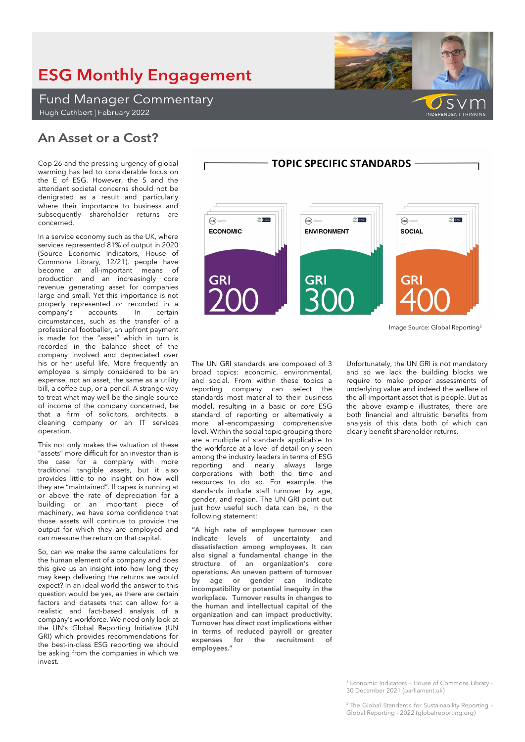# ESG Monthly Engagement

## Fund Manager Commentary

Hugh Cuthbert | February 2022

## An Asset or a Cost?

Cop 26 and the pressing urgency of global warming has led to considerable focus on the E of ESG. However, the S and the attendant societal concerns should not be denigrated as a result and particularly where their importance to business and subsequently shareholder returns are concerned.

In a service economy such as the UK, where services represented 81% of output in 2020 (Source Economic Indicators, House of Commons Library, 12/21), people have become an all-important means of production and an increasingly core revenue generating asset for companies large and small. Yet this importance is not properly represented or recorded in a company's accounts. In certain circumstances, such as the transfer of a professional footballer, an upfront payment is made for the "asset" which in turn is recorded in the balance sheet of the company involved and depreciated over his or her useful life. More frequently an employee is simply considered to be an expense, not an asset, the same as a utility bill, a coffee cup, or a pencil. A strange way to treat what may well be the single source of income of the company concerned, be that a firm of solicitors, architects, a cleaning company or an IT services operation.

This not only makes the valuation of these "assets" more difficult for an investor than is the case for a company with more traditional tangible assets, but it also provides little to no insight on how well they are "maintained". If capex is running at or above the rate of depreciation for a building or an important piece of machinery, we have some confidence that those assets will continue to provide the output for which they are employed and can measure the return on that capital.

So, can we make the same calculations for the human element of a company and does this give us an insight into how long they may keep delivering the returns we would expect? In an ideal world the answer to this question would be yes, as there are certain factors and datasets that can allow for a realistic and fact-based analysis of a company's workforce. We need only look at the UN's Global Reporting Initiative (UN GRI) which provides recommendations for the best-in-class ESG reporting we should be asking from the companies in which we invest.

**TOPIC SPECIFIC STANDARDS**

| ECONOMIC | ENVIRONMENT | SOCIAL |
|---|---|---|
| GRI 200 | GRI 300 | GRI 400 |

Image Source: Global Reporting[2]

The UN GRI standards are composed of 3 broad topics: economic, environmental, and social. From within these topics a reporting company can select the standards most material to their business model, resulting in a basic or *core* ESG standard of reporting or alternatively a more all-encompassing *comprehensive* level. Within the social topic grouping there are a multiple of standards applicable to the workforce at a level of detail only seen among the industry leaders in terms of ESG reporting and nearly always large corporations with both the time and resources to do so. For example, the standards include staff turnover by age, gender, and region. The UN GRI point out just how useful such data can be, in the following statement:

**"A high rate of employee turnover can indicate levels of uncertainty and dissatisfaction among employees. It can also signal a fundamental change in the structure of an organization's core operations. An uneven pattern of turnover by age or gender can indicate incompatibility or potential inequity in the workplace. Turnover results in changes to the human and intellectual capital of the organization and can impact productivity. Turnover has direct cost implications either in terms of reduced payroll or greater expenses for the recruitment of employees."**

Unfortunately, the UN GRI is not mandatory and so we lack the building blocks we require to make proper assessments of underlying value and indeed the welfare of the all-important asset that is people. But as the above example illustrates, there are both financial and altruistic benefits from analysis of this data both of which can clearly benefit shareholder returns.

[1] Economic Indicators - House of Commons Library - 30 December 2021 (parliament.uk)

[2] The Global Standards for Sustainability Reporting - Global Reporting - 2022 (globalreporting.org)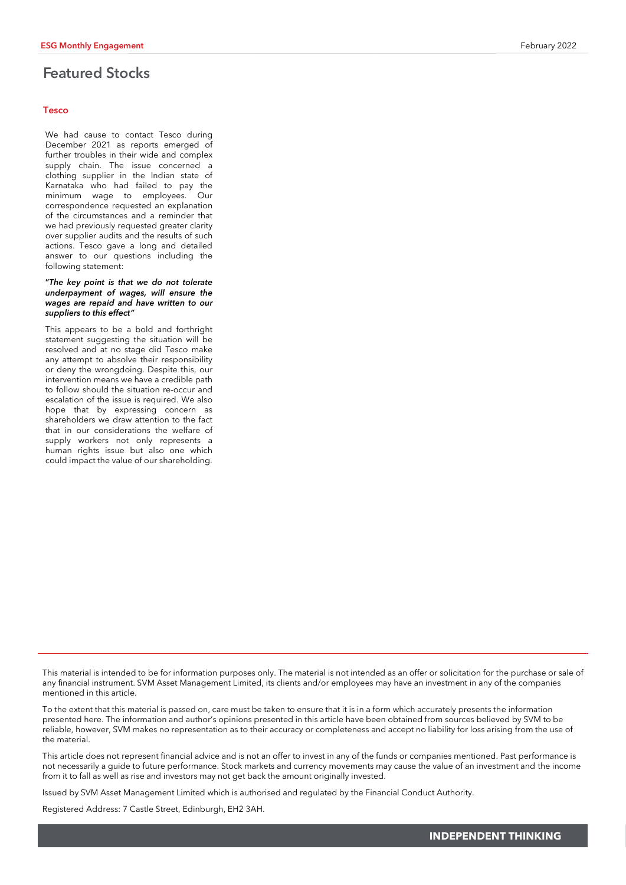## Featured Stocks

### Tesco

We had cause to contact Tesco during December 2021 as reports emerged of further troubles in their wide and complex supply chain. The issue concerned a clothing supplier in the Indian state of Karnataka who had failed to pay the minimum wage to employees. Our correspondence requested an explanation of the circumstances and a reminder that we had previously requested greater clarity over supplier audits and the results of such actions. Tesco gave a long and detailed answer to our questions including the following statement:

***"The key point is that we do not tolerate underpayment of wages, will ensure the wages are repaid and have written to our suppliers to this effect"***

This appears to be a bold and forthright statement suggesting the situation will be resolved and at no stage did Tesco make any attempt to absolve their responsibility or deny the wrongdoing. Despite this, our intervention means we have a credible path to follow should the situation re-occur and escalation of the issue is required. We also hope that by expressing concern as shareholders we draw attention to the fact that in our considerations the welfare of supply workers not only represents a human rights issue but also one which could impact the value of our shareholding.

---

This material is intended to be for information purposes only. The material is not intended as an offer or solicitation for the purchase or sale of any financial instrument. SVM Asset Management Limited, its clients and/or employees may have an investment in any of the companies mentioned in this article.

To the extent that this material is passed on, care must be taken to ensure that it is in a form which accurately presents the information presented here. The information and author's opinions presented in this article have been obtained from sources believed by SVM to be reliable, however, SVM makes no representation as to their accuracy or completeness and accept no liability for loss arising from the use of the material.

This article does not represent financial advice and is not an offer to invest in any of the funds or companies mentioned. Past performance is not necessarily a guide to future performance. Stock markets and currency movements may cause the value of an investment and the income from it to fall as well as rise and investors may not get back the amount originally invested.

Issued by SVM Asset Management Limited which is authorised and regulated by the Financial Conduct Authority.

Registered Address: 7 Castle Street, Edinburgh, EH2 3AH.

**INDEPENDENT THINKING**